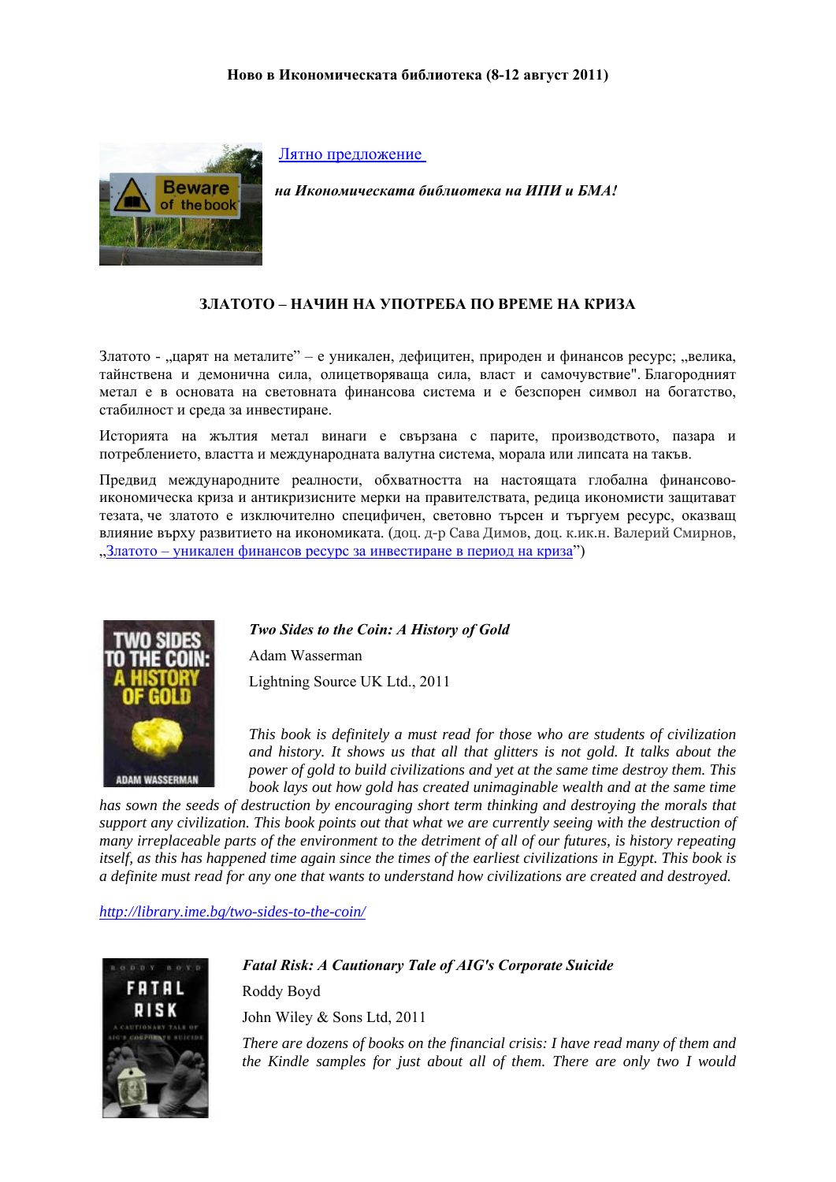**Ново в Икономическата библиотека (8-12 август 2011)**

[Лятно предложение](#)

***на Икономическата библиотека на ИПИ и БМА!***

### ЗЛАТОТО – НАЧИН НА УПОТРЕБА ПО ВРЕМЕ НА КРИЗА

Златото - „царят на металите" – е уникален, дефицитен, природен и финансов ресурс; „велика, тайнствена и демонична сила, олицетворяваща сила, власт и самочувствие". Благородният метал е в основата на световната финансова система и е безспорен символ на богатство, стабилност и среда за инвестиране.

Историята на жълтия метал винаги е свързана с парите, производството, пазара и потреблението, властта и международната валутна система, морала или липсата на такъв.

Предвид международните реалности, обхватността на настоящата глобална финансово-икономическа криза и антикризисните мерки на правителствата, редица икономисти защитават тезата, че златото е изключително специфичен, световно търсен и търгуем ресурс, оказващ влияние върху развитието на икономиката. (доц. д-р Сава Димов, доц. к.ик.н. Валерий Смирнов, „[Златото – уникален финансов ресурс за инвестиране в период на криза](#)")

***Two Sides to the Coin: A History of Gold***

Adam Wasserman

Lightning Source UK Ltd., 2011

*This book is definitely a must read for those who are students of civilization and history. It shows us that all that glitters is not gold. It talks about the power of gold to build civilizations and yet at the same time destroy them. This book lays out how gold has created unimaginable wealth and at the same time has sown the seeds of destruction by encouraging short term thinking and destroying the morals that support any civilization. This book points out that what we are currently seeing with the destruction of many irreplaceable parts of the environment to the detriment of all of our futures, is history repeating itself, as this has happened time again since the times of the earliest civilizations in Egypt. This book is a definite must read for any one that wants to understand how civilizations are created and destroyed.*

[http://library.ime.bg/two-sides-to-the-coin/](http://library.ime.bg/two-sides-to-the-coin/)

***Fatal Risk: A Cautionary Tale of AIG's Corporate Suicide***

Roddy Boyd

John Wiley & Sons Ltd, 2011

*There are dozens of books on the financial crisis: I have read many of them and the Kindle samples for just about all of them. There are only two I would*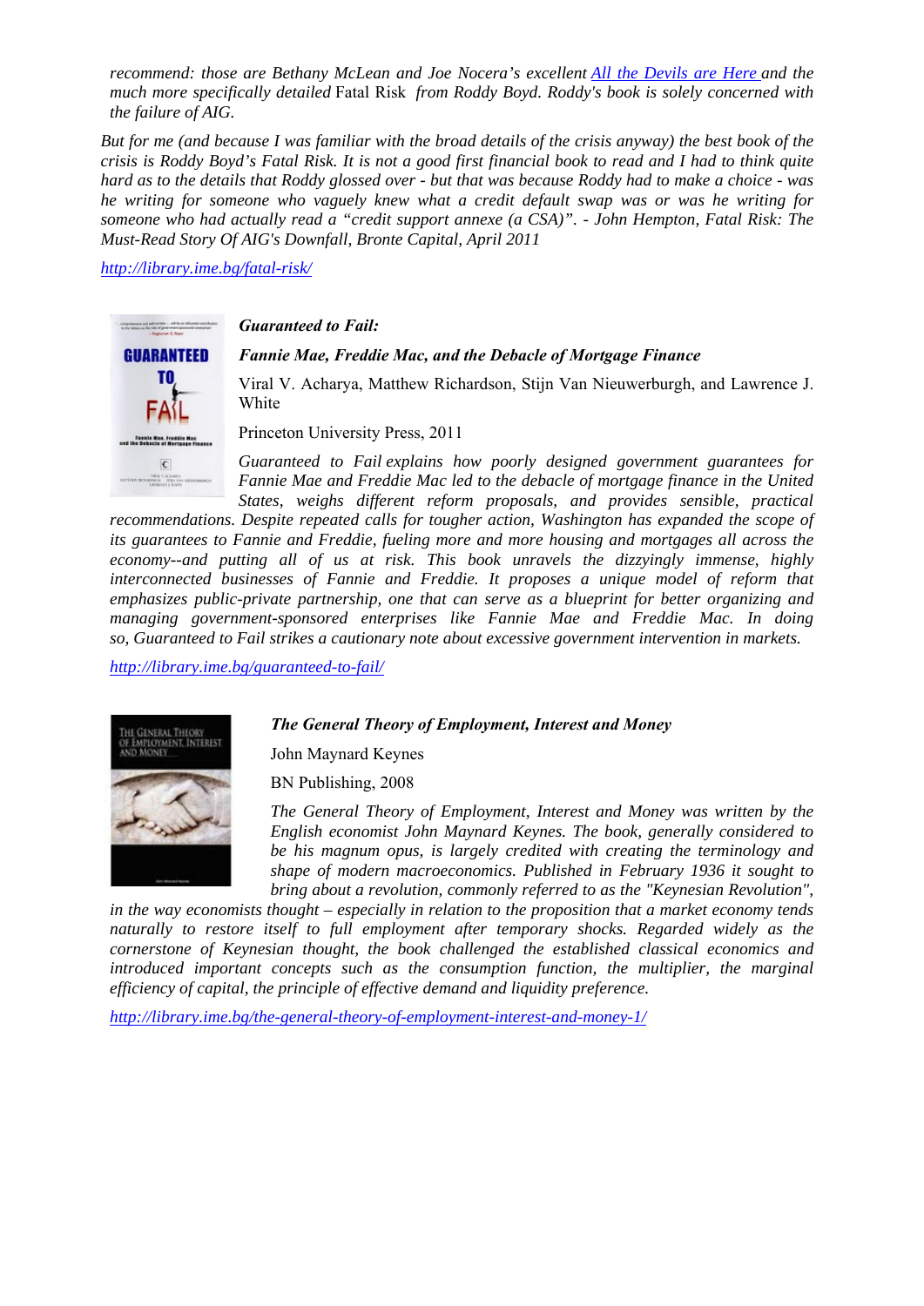*recommend: those are Bethany McLean and Joe Nocera's excellent [All the Devils are Here](#) and the much more specifically detailed* Fatal Risk *from Roddy Boyd. Roddy's book is solely concerned with the failure of AIG.*

*But for me (and because I was familiar with the broad details of the crisis anyway) the best book of the crisis is Roddy Boyd's Fatal Risk. It is not a good first financial book to read and I had to think quite hard as to the details that Roddy glossed over - but that was because Roddy had to make a choice - was he writing for someone who vaguely knew what a credit default swap was or was he writing for someone who had actually read a "credit support annexe (a CSA)". - John Hempton, Fatal Risk: The Must-Read Story Of AIG's Downfall, Bronte Capital, April 2011*

*http://library.ime.bg/fatal-risk/*

***Guaranteed to Fail:***

***Fannie Mae, Freddie Mac, and the Debacle of Mortgage Finance***

Viral V. Acharya, Matthew Richardson, Stijn Van Nieuwerburgh, and Lawrence J. White

Princeton University Press, 2011

*Guaranteed to Fail explains how poorly designed government guarantees for Fannie Mae and Freddie Mac led to the debacle of mortgage finance in the United States, weighs different reform proposals, and provides sensible, practical recommendations. Despite repeated calls for tougher action, Washington has expanded the scope of its guarantees to Fannie and Freddie, fueling more and more housing and mortgages all across the economy--and putting all of us at risk. This book unravels the dizzyingly immense, highly interconnected businesses of Fannie and Freddie. It proposes a unique model of reform that emphasizes public-private partnership, one that can serve as a blueprint for better organizing and managing government-sponsored enterprises like Fannie Mae and Freddie Mac. In doing so, Guaranteed to Fail strikes a cautionary note about excessive government intervention in markets.*

*http://library.ime.bg/guaranteed-to-fail/*

***The General Theory of Employment, Interest and Money***

John Maynard Keynes

BN Publishing, 2008

*The General Theory of Employment, Interest and Money was written by the English economist John Maynard Keynes. The book, generally considered to be his magnum opus, is largely credited with creating the terminology and shape of modern macroeconomics. Published in February 1936 it sought to bring about a revolution, commonly referred to as the "Keynesian Revolution", in the way economists thought – especially in relation to the proposition that a market economy tends naturally to restore itself to full employment after temporary shocks. Regarded widely as the cornerstone of Keynesian thought, the book challenged the established classical economics and introduced important concepts such as the consumption function, the multiplier, the marginal efficiency of capital, the principle of effective demand and liquidity preference.*

*http://library.ime.bg/the-general-theory-of-employment-interest-and-money-1/*